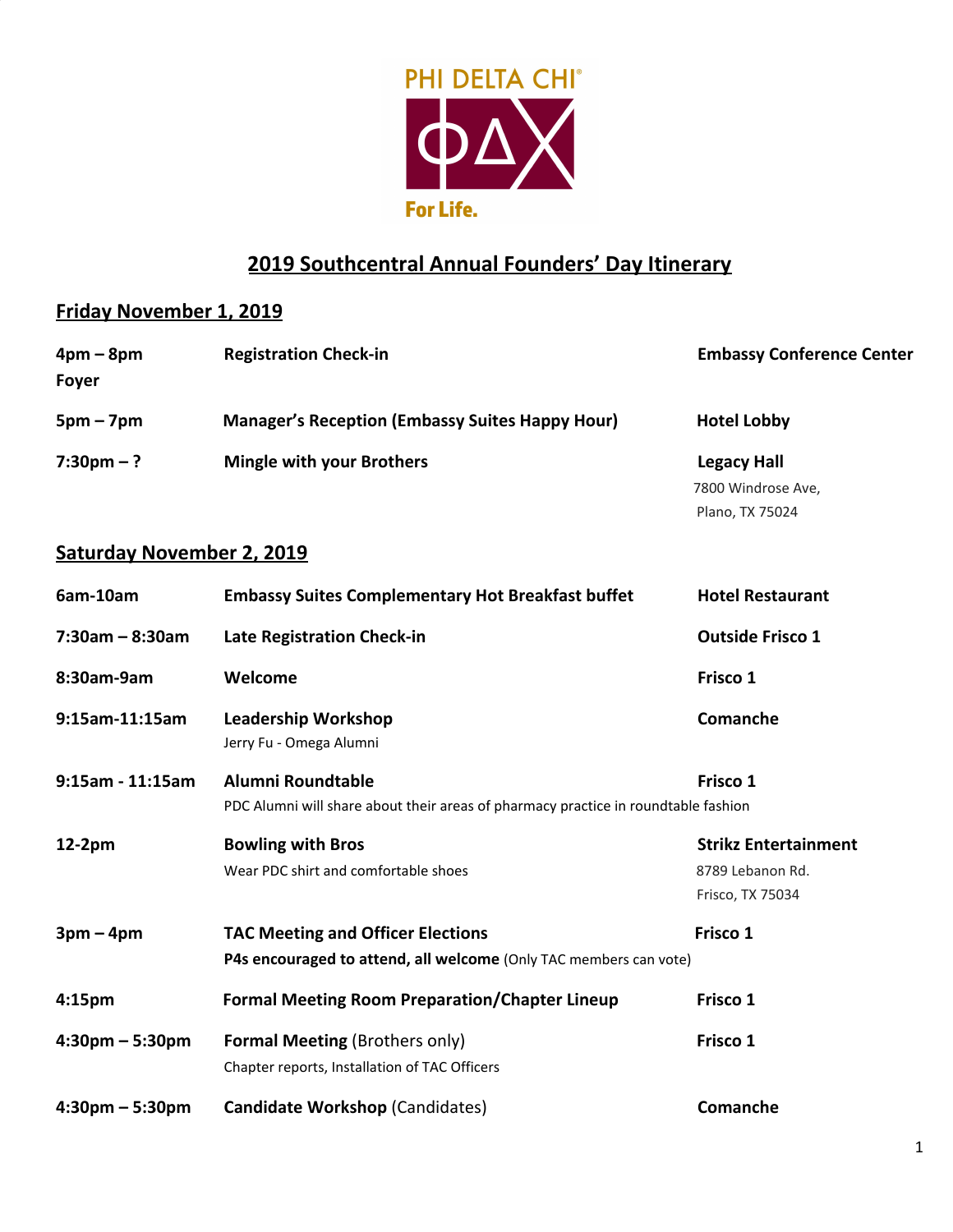PHI DELTA CHI®

ΦΔΧ

For Life.

# 2019 Southcentral Annual Founders' Day Itinerary

## Friday November 1, 2019

| | | |
|---|---|---|
| **4pm – 8pm** | **Registration Check-in** | **Embassy Conference Center Foyer** |
| **5pm – 7pm** | **Manager's Reception (Embassy Suites Happy Hour)** | **Hotel Lobby** |
| **7:30pm – ?** | **Mingle with your Brothers** | **Legacy Hall**<br>7800 Windrose Ave,<br>Plano, TX 75024 |

## Saturday November 2, 2019

| | | |
|---|---|---|
| **6am-10am** | **Embassy Suites Complementary Hot Breakfast buffet** | **Hotel Restaurant** |
| **7:30am – 8:30am** | **Late Registration Check-in** | **Outside Frisco 1** |
| **8:30am-9am** | **Welcome** | **Frisco 1** |
| **9:15am-11:15am** | **Leadership Workshop**<br>Jerry Fu - Omega Alumni | **Comanche** |
| **9:15am - 11:15am** | **Alumni Roundtable**<br>PDC Alumni will share about their areas of pharmacy practice in roundtable fashion | **Frisco 1** |
| **12-2pm** | **Bowling with Bros**<br>Wear PDC shirt and comfortable shoes | **Strikz Entertainment**<br>8789 Lebanon Rd.<br>Frisco, TX 75034 |
| **3pm – 4pm** | **TAC Meeting and Officer Elections**<br>**P4s encouraged to attend, all welcome** (Only TAC members can vote) | **Frisco 1** |
| **4:15pm** | **Formal Meeting Room Preparation/Chapter Lineup** | **Frisco 1** |
| **4:30pm – 5:30pm** | **Formal Meeting** (Brothers only)<br>Chapter reports, Installation of TAC Officers | **Frisco 1** |
| **4:30pm – 5:30pm** | **Candidate Workshop** (Candidates) | **Comanche** |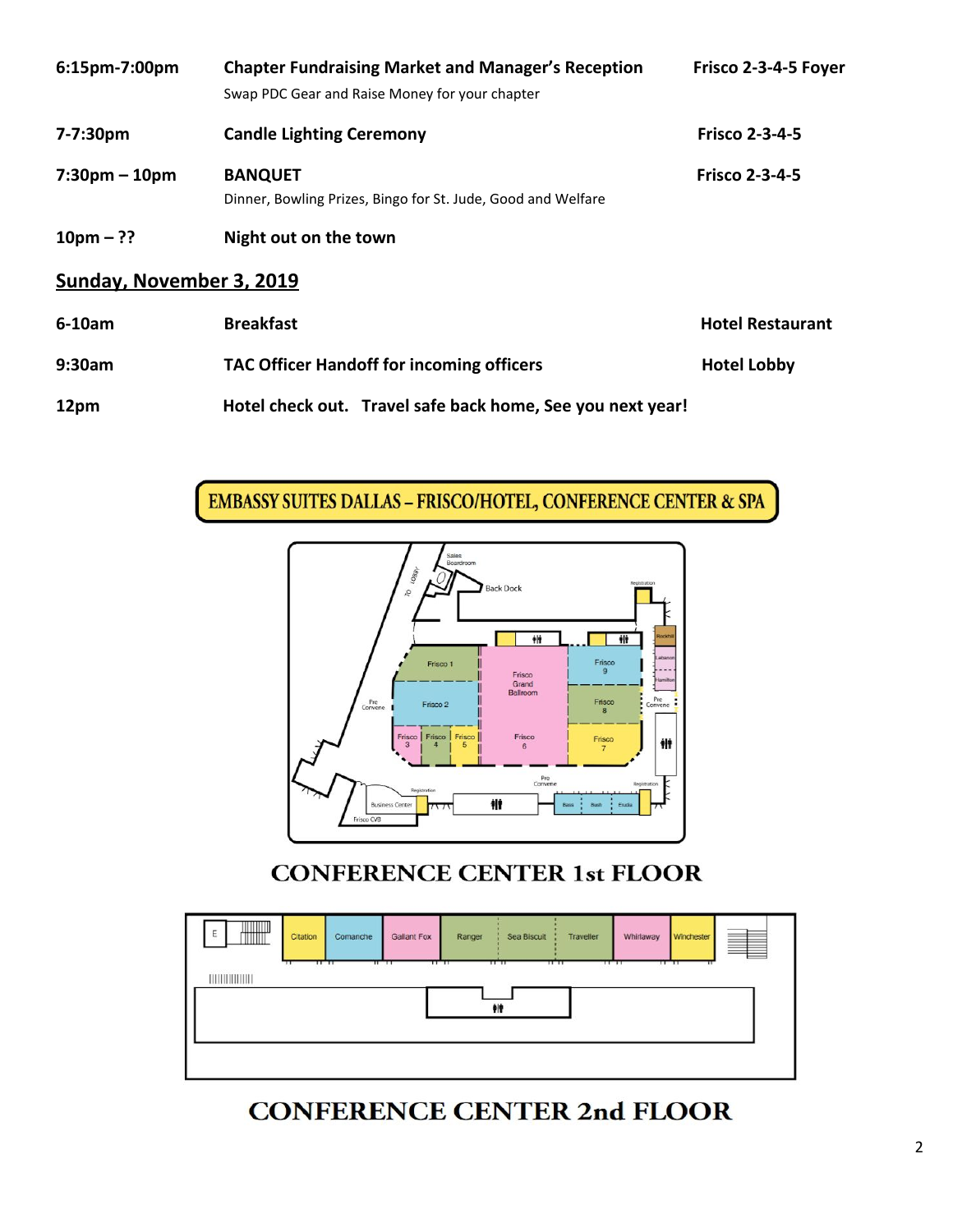| | | |
|---|---|---|
| **6:15pm-7:00pm** | **Chapter Fundraising Market and Manager's Reception**<br>Swap PDC Gear and Raise Money for your chapter | **Frisco 2-3-4-5 Foyer** |
| **7-7:30pm** | **Candle Lighting Ceremony** | **Frisco 2-3-4-5** |
| **7:30pm – 10pm** | **BANQUET**<br>Dinner, Bowling Prizes, Bingo for St. Jude, Good and Welfare | **Frisco 2-3-4-5** |
| **10pm – ??** | **Night out on the town** | |

## Sunday, November 3, 2019

| | | |
|---|---|---|
| **6-10am** | **Breakfast** | **Hotel Restaurant** |
| **9:30am** | **TAC Officer Handoff for incoming officers** | **Hotel Lobby** |
| **12pm** | **Hotel check out. Travel safe back home, See you next year!** | |

**EMBASSY SUITES DALLAS – FRISCO/HOTEL, CONFERENCE CENTER & SPA**

Sales Boardroom
TO LOBBY
Back Dock
Registration
Rockhill
Lebanon
Hamilton
Frisco 1
Frisco Grand Ballroom
Frisco 9
Pre Convene
Frisco 2
Frisco 8
Pre Convene
Frisco 3
Frisco 4
Frisco 5
Frisco 6
Frisco 7
Pre Convene
Registration
Registration
Business Center
Bass
Bush
Exuda
Frisco CVB

**CONFERENCE CENTER 1st FLOOR**

E
Citation
Comanche
Gallant Fox
Ranger
Sea Biscuit
Traveller
Whirlaway
Winchester

**CONFERENCE CENTER 2nd FLOOR**